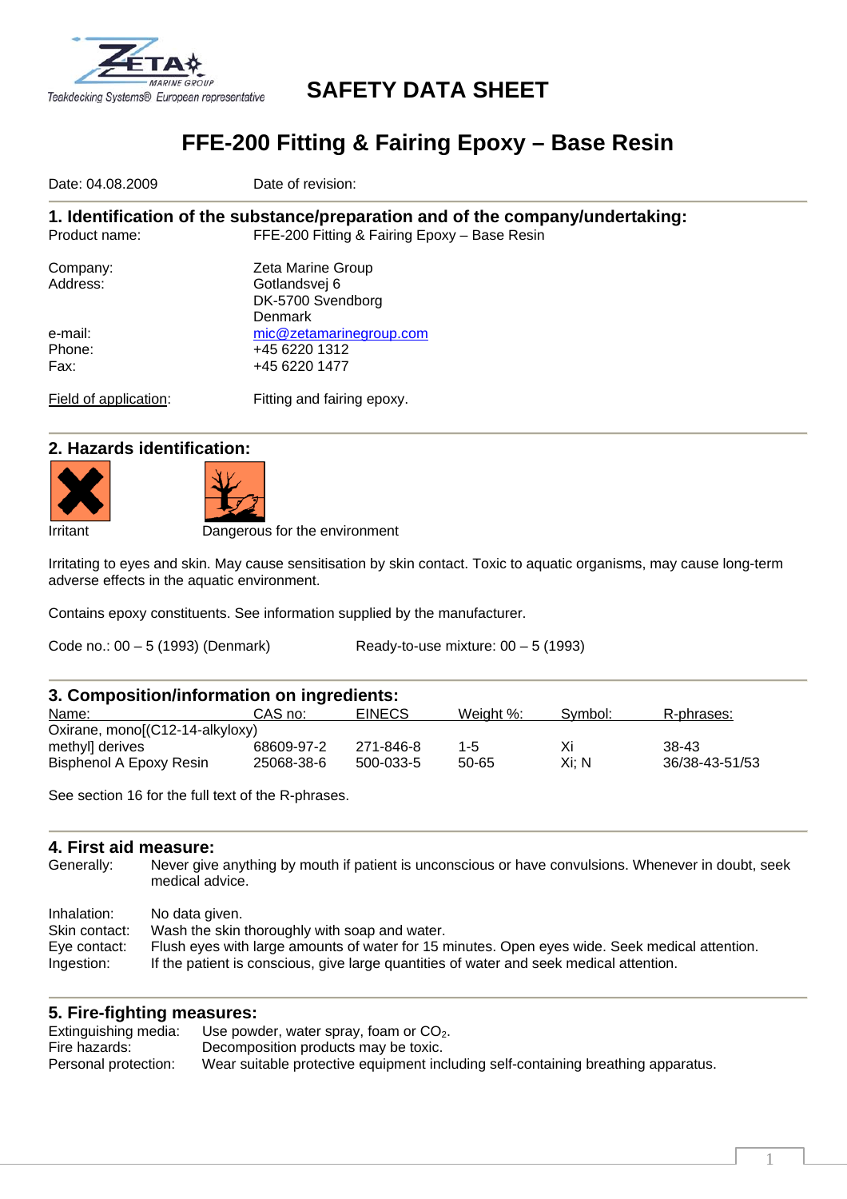# SAFETY DATA SHEET

## FFE-200 Fitting & Fairing Epoxy – Base Resin

Date: 04.08.2009 Date of revision:

### 1. Identification of the substance/preparation and of the company/undertaking:

Product name: FFE-200 Fitting & Fairing Epoxy – Base Resin

Company: Zeta Marine Group
Address: Gotlandsvej 6
DK-5700 Svendborg
Denmark
e-mail: mic@zetamarinegroup.com
Phone: +45 6220 1312
Fax: +45 6220 1477

Field of application: Fitting and fairing epoxy.

### 2. Hazards identification:

Irritant Dangerous for the environment

Irritating to eyes and skin. May cause sensitisation by skin contact. Toxic to aquatic organisms, may cause long-term adverse effects in the aquatic environment.

Contains epoxy constituents. See information supplied by the manufacturer.

Code no.: 00 – 5 (1993) (Denmark) Ready-to-use mixture: 00 – 5 (1993)

### 3. Composition/information on ingredients:

| Name: | CAS no: | EINECS | Weight %: | Symbol: | R-phrases: |
|---|---|---|---|---|---|
| Oxirane, mono[(C12-14-alkyloxy) methyl] derives | 68609-97-2 | 271-846-8 | 1-5 | Xi | 38-43 |
| Bisphenol A Epoxy Resin | 25068-38-6 | 500-033-5 | 50-65 | Xi; N | 36/38-43-51/53 |

See section 16 for the full text of the R-phrases.

### 4. First aid measure:

Generally: Never give anything by mouth if patient is unconscious or have convulsions. Whenever in doubt, seek medical advice.

Inhalation: No data given.
Skin contact: Wash the skin thoroughly with soap and water.
Eye contact: Flush eyes with large amounts of water for 15 minutes. Open eyes wide. Seek medical attention.
Ingestion: If the patient is conscious, give large quantities of water and seek medical attention.

### 5. Fire-fighting measures:

Extinguishing media: Use powder, water spray, foam or $CO_2$.
Fire hazards: Decomposition products may be toxic.
Personal protection: Wear suitable protective equipment including self-containing breathing apparatus.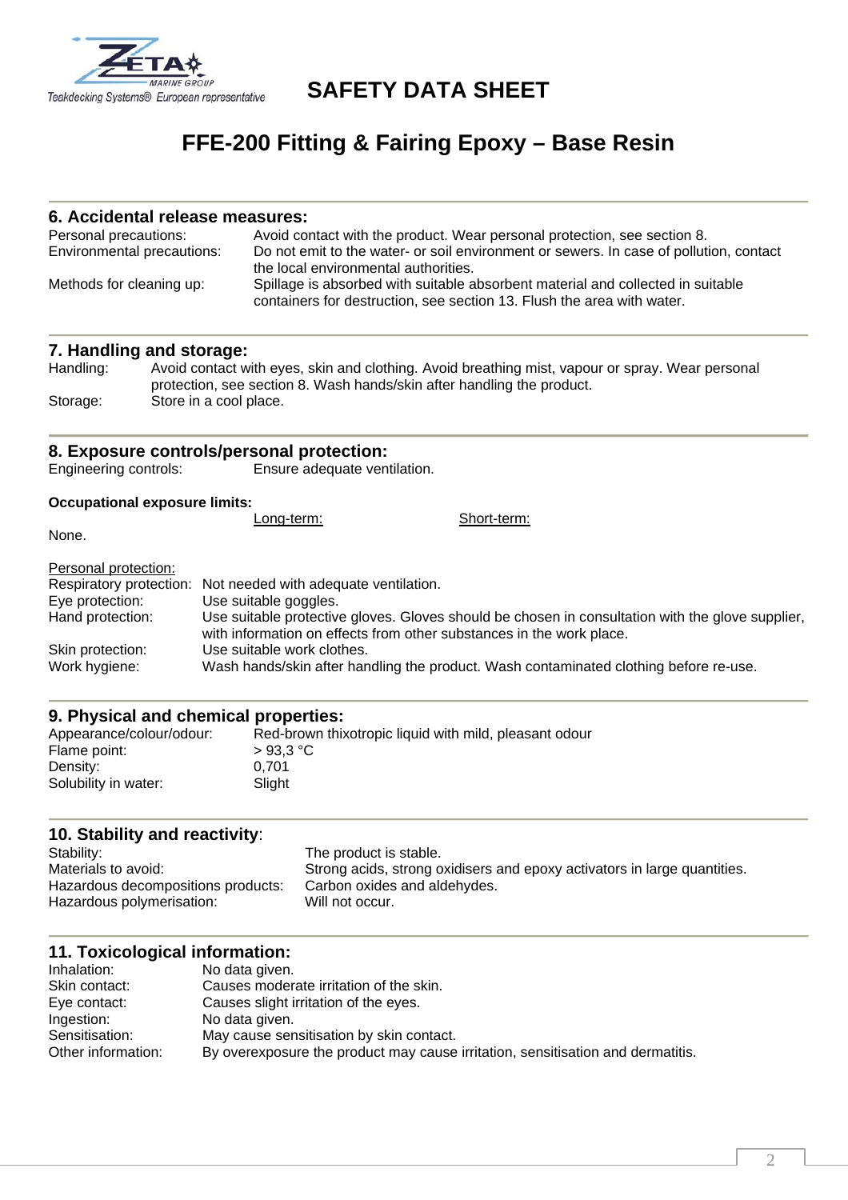# SAFETY DATA SHEET

# FFE-200 Fitting & Fairing Epoxy – Base Resin

## 6. Accidental release measures:

| | |
|---|---|
| Personal precautions: | Avoid contact with the product. Wear personal protection, see section 8. |
| Environmental precautions: | Do not emit to the water- or soil environment or sewers. In case of pollution, contact the local environmental authorities. |
| Methods for cleaning up: | Spillage is absorbed with suitable absorbent material and collected in suitable containers for destruction, see section 13. Flush the area with water. |

## 7. Handling and storage:

| | |
|---|---|
| Handling: | Avoid contact with eyes, skin and clothing. Avoid breathing mist, vapour or spray. Wear personal protection, see section 8. Wash hands/skin after handling the product. |
| Storage: | Store in a cool place. |

## 8. Exposure controls/personal protection:

Engineering controls: Ensure adequate ventilation.

**Occupational exposure limits:**

| | Long-term: | Short-term: |
|---|---|---|
| None. | | |

Personal protection:

| | |
|---|---|
| Respiratory protection: | Not needed with adequate ventilation. |
| Eye protection: | Use suitable goggles. |
| Hand protection: | Use suitable protective gloves. Gloves should be chosen in consultation with the glove supplier, with information on effects from other substances in the work place. |
| Skin protection: | Use suitable work clothes. |
| Work hygiene: | Wash hands/skin after handling the product. Wash contaminated clothing before re-use. |

## 9. Physical and chemical properties:

| | |
|---|---|
| Appearance/colour/odour: | Red-brown thixotropic liquid with mild, pleasant odour |
| Flame point: | > 93,3 °C |
| Density: | 0,701 |
| Solubility in water: | Slight |

## 10. Stability and reactivity:

| | |
|---|---|
| Stability: | The product is stable. |
| Materials to avoid: | Strong acids, strong oxidisers and epoxy activators in large quantities. |
| Hazardous decompositions products: | Carbon oxides and aldehydes. |
| Hazardous polymerisation: | Will not occur. |

## 11. Toxicological information:

| | |
|---|---|
| Inhalation: | No data given. |
| Skin contact: | Causes moderate irritation of the skin. |
| Eye contact: | Causes slight irritation of the eyes. |
| Ingestion: | No data given. |
| Sensitisation: | May cause sensitisation by skin contact. |
| Other information: | By overexposure the product may cause irritation, sensitisation and dermatitis. |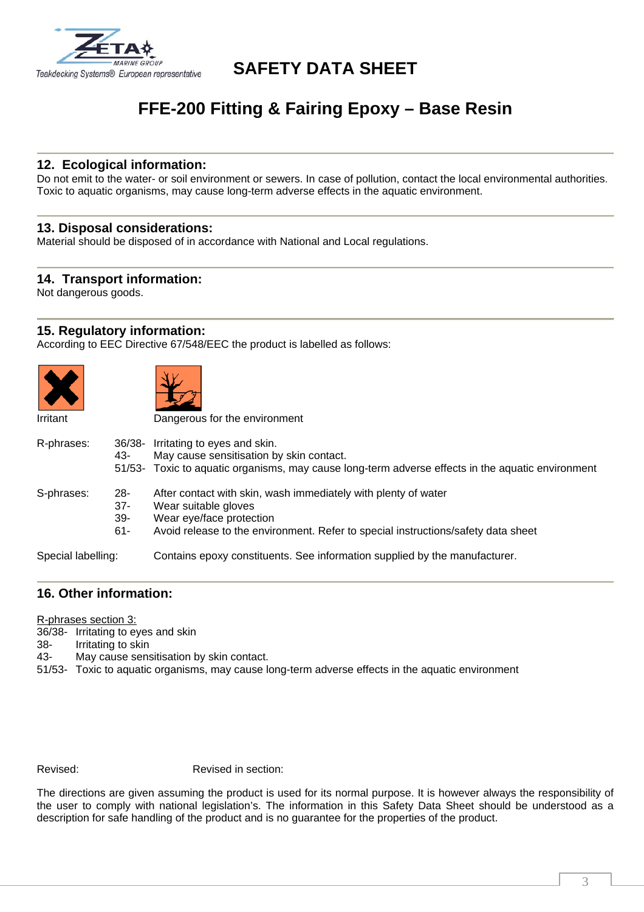# SAFETY DATA SHEET

## FFE-200 Fitting & Fairing Epoxy – Base Resin

### 12. Ecological information:

Do not emit to the water- or soil environment or sewers. In case of pollution, contact the local environmental authorities. Toxic to aquatic organisms, may cause long-term adverse effects in the aquatic environment.

### 13. Disposal considerations:

Material should be disposed of in accordance with National and Local regulations.

### 14. Transport information:

Not dangerous goods.

### 15. Regulatory information:

According to EEC Directive 67/548/EEC the product is labelled as follows:

Irritant

Dangerous for the environment

| | | |
|---|---|---|
| R-phrases: | 36/38- | Irritating to eyes and skin. |
| | 43- | May cause sensitisation by skin contact. |
| | 51/53- | Toxic to aquatic organisms, may cause long-term adverse effects in the aquatic environment |
| S-phrases: | 28- | After contact with skin, wash immediately with plenty of water |
| | 37- | Wear suitable gloves |
| | 39- | Wear eye/face protection |
| | 61- | Avoid release to the environment. Refer to special instructions/safety data sheet |
| Special labelling: | | Contains epoxy constituents. See information supplied by the manufacturer. |

### 16. Other information:

R-phrases section 3:

36/38- Irritating to eyes and skin
38- Irritating to skin
43- May cause sensitisation by skin contact.
51/53- Toxic to aquatic organisms, may cause long-term adverse effects in the aquatic environment

Revised: Revised in section:

The directions are given assuming the product is used for its normal purpose. It is however always the responsibility of the user to comply with national legislation's. The information in this Safety Data Sheet should be understood as a description for safe handling of the product and is no guarantee for the properties of the product.